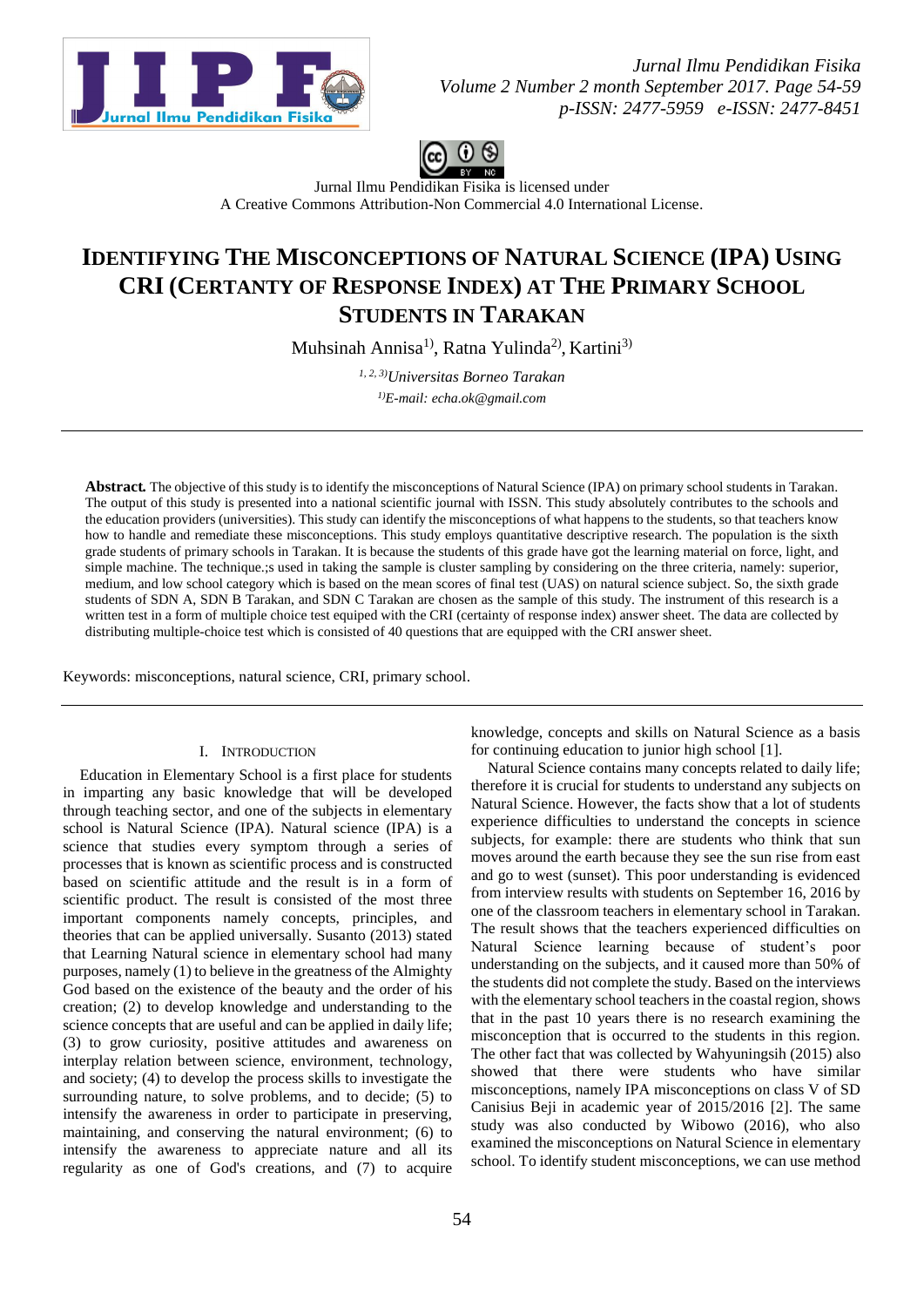Jurnal Ilmu Pendidikan Fisika is licensed under
A Creative Commons Attribution-Non Commercial 4.0 International License.

# IDENTIFYING THE MISCONCEPTIONS OF NATURAL SCIENCE (IPA) USING CRI (CERTANTY OF RESPONSE INDEX) AT THE PRIMARY SCHOOL STUDENTS IN TARAKAN

Muhsinah Annisa[1)], Ratna Yulinda[2)], Kartini[3)]

[1, 2, 3)] *Universitas Borneo Tarakan*

[1)] *E-mail: echa.ok@gmail.com*

---

**Abstract.** The objective of this study is to identify the misconceptions of Natural Science (IPA) on primary school students in Tarakan. The output of this study is presented into a national scientific journal with ISSN. This study absolutely contributes to the schools and the education providers (universities). This study can identify the misconceptions of what happens to the students, so that teachers know how to handle and remediate these misconceptions. This study employs quantitative descriptive research. The population is the sixth grade students of primary schools in Tarakan. It is because the students of this grade have got the learning material on force, light, and simple machine. The technique.;s used in taking the sample is cluster sampling by considering on the three criteria, namely: superior, medium, and low school category which is based on the mean scores of final test (UAS) on natural science subject. So, the sixth grade students of SDN A, SDN B Tarakan, and SDN C Tarakan are chosen as the sample of this study. The instrument of this research is a written test in a form of multiple choice test equiped with the CRI (certainty of response index) answer sheet. The data are collected by distributing multiple-choice test which is consisted of 40 questions that are equipped with the CRI answer sheet.

Keywords: misconceptions, natural science, CRI, primary school.

---

## I. INTRODUCTION

Education in Elementary School is a first place for students in imparting any basic knowledge that will be developed through teaching sector, and one of the subjects in elementary school is Natural Science (IPA). Natural science (IPA) is a science that studies every symptom through a series of processes that is known as scientific process and is constructed based on scientific attitude and the result is in a form of scientific product. The result is consisted of the most three important components namely concepts, principles, and theories that can be applied universally. Susanto (2013) stated that Learning Natural science in elementary school had many purposes, namely (1) to believe in the greatness of the Almighty God based on the existence of the beauty and the order of his creation; (2) to develop knowledge and understanding to the science concepts that are useful and can be applied in daily life; (3) to grow curiosity, positive attitudes and awareness on interplay relation between science, environment, technology, and society; (4) to develop the process skills to investigate the surrounding nature, to solve problems, and to decide; (5) to intensify the awareness in order to participate in preserving, maintaining, and conserving the natural environment; (6) to intensify the awareness to appreciate nature and all its regularity as one of God's creations, and (7) to acquire knowledge, concepts and skills on Natural Science as a basis for continuing education to junior high school [1].

Natural Science contains many concepts related to daily life; therefore it is crucial for students to understand any subjects on Natural Science. However, the facts show that a lot of students experience difficulties to understand the concepts in science subjects, for example: there are students who think that sun moves around the earth because they see the sun rise from east and go to west (sunset). This poor understanding is evidenced from interview results with students on September 16, 2016 by one of the classroom teachers in elementary school in Tarakan. The result shows that the teachers experienced difficulties on Natural Science learning because of student's poor understanding on the subjects, and it caused more than 50% of the students did not complete the study. Based on the interviews with the elementary school teachers in the coastal region, shows that in the past 10 years there is no research examining the misconception that is occurred to the students in this region. The other fact that was collected by Wahyuningsih (2015) also showed that there were students who have similar misconceptions, namely IPA misconceptions on class V of SD Canisius Beji in academic year of 2015/2016 [2]. The same study was also conducted by Wibowo (2016), who also examined the misconceptions on Natural Science in elementary school. To identify student misconceptions, we can use method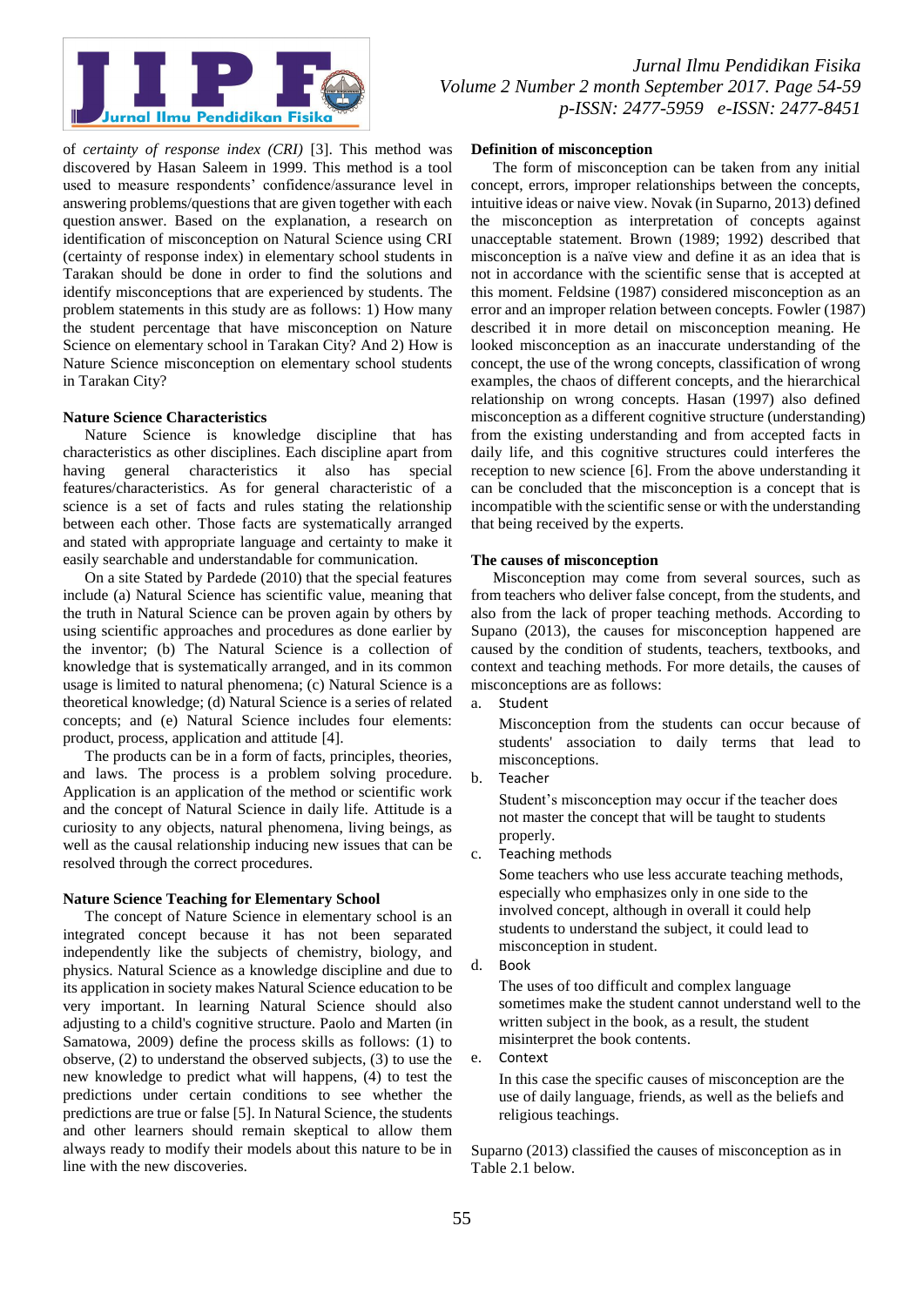of *certainty of response index (CRI)* [3]. This method was discovered by Hasan Saleem in 1999. This method is a tool used to measure respondents' confidence/assurance level in answering problems/questions that are given together with each question answer. Based on the explanation, a research on identification of misconception on Natural Science using CRI (certainty of response index) in elementary school students in Tarakan should be done in order to find the solutions and identify misconceptions that are experienced by students. The problem statements in this study are as follows: 1) How many the student percentage that have misconception on Nature Science on elementary school in Tarakan City? And 2) How is Nature Science misconception on elementary school students in Tarakan City?

**Nature Science Characteristics**

Nature Science is knowledge discipline that has characteristics as other disciplines. Each discipline apart from having general characteristics it also has special features/characteristics. As for general characteristic of a science is a set of facts and rules stating the relationship between each other. Those facts are systematically arranged and stated with appropriate language and certainty to make it easily searchable and understandable for communication.

On a site Stated by Pardede (2010) that the special features include (a) Natural Science has scientific value, meaning that the truth in Natural Science can be proven again by others by using scientific approaches and procedures as done earlier by the inventor; (b) The Natural Science is a collection of knowledge that is systematically arranged, and in its common usage is limited to natural phenomena; (c) Natural Science is a theoretical knowledge; (d) Natural Science is a series of related concepts; and (e) Natural Science includes four elements: product, process, application and attitude [4].

The products can be in a form of facts, principles, theories, and laws. The process is a problem solving procedure. Application is an application of the method or scientific work and the concept of Natural Science in daily life. Attitude is a curiosity to any objects, natural phenomena, living beings, as well as the causal relationship inducing new issues that can be resolved through the correct procedures.

**Nature Science Teaching for Elementary School**

The concept of Nature Science in elementary school is an integrated concept because it has not been separated independently like the subjects of chemistry, biology, and physics. Natural Science as a knowledge discipline and due to its application in society makes Natural Science education to be very important. In learning Natural Science should also adjusting to a child's cognitive structure. Paolo and Marten (in Samatowa, 2009) define the process skills as follows: (1) to observe, (2) to understand the observed subjects, (3) to use the new knowledge to predict what will happens, (4) to test the predictions under certain conditions to see whether the predictions are true or false [5]. In Natural Science, the students and other learners should remain skeptical to allow them always ready to modify their models about this nature to be in line with the new discoveries.

**Definition of misconception**

The form of misconception can be taken from any initial concept, errors, improper relationships between the concepts, intuitive ideas or naive view. Novak (in Suparno, 2013) defined the misconception as interpretation of concepts against unacceptable statement. Brown (1989; 1992) described that misconception is a naïve view and define it as an idea that is not in accordance with the scientific sense that is accepted at this moment. Feldsine (1987) considered misconception as an error and an improper relation between concepts. Fowler (1987) described it in more detail on misconception meaning. He looked misconception as an inaccurate understanding of the concept, the use of the wrong concepts, classification of wrong examples, the chaos of different concepts, and the hierarchical relationship on wrong concepts. Hasan (1997) also defined misconception as a different cognitive structure (understanding) from the existing understanding and from accepted facts in daily life, and this cognitive structures could interferes the reception to new science [6]. From the above understanding it can be concluded that the misconception is a concept that is incompatible with the scientific sense or with the understanding that being received by the experts.

**The causes of misconception**

Misconception may come from several sources, such as from teachers who deliver false concept, from the students, and also from the lack of proper teaching methods. According to Supano (2013), the causes for misconception happened are caused by the condition of students, teachers, textbooks, and context and teaching methods. For more details, the causes of misconceptions are as follows:

a. Student

   Misconception from the students can occur because of students' association to daily terms that lead to misconceptions.

b. Teacher

   Student's misconception may occur if the teacher does not master the concept that will be taught to students properly.

c. Teaching methods

   Some teachers who use less accurate teaching methods, especially who emphasizes only in one side to the involved concept, although in overall it could help students to understand the subject, it could lead to misconception in student.

d. Book

   The uses of too difficult and complex language sometimes make the student cannot understand well to the written subject in the book, as a result, the student misinterpret the book contents.

e. Context

   In this case the specific causes of misconception are the use of daily language, friends, as well as the beliefs and religious teachings.

Suparno (2013) classified the causes of misconception as in Table 2.1 below.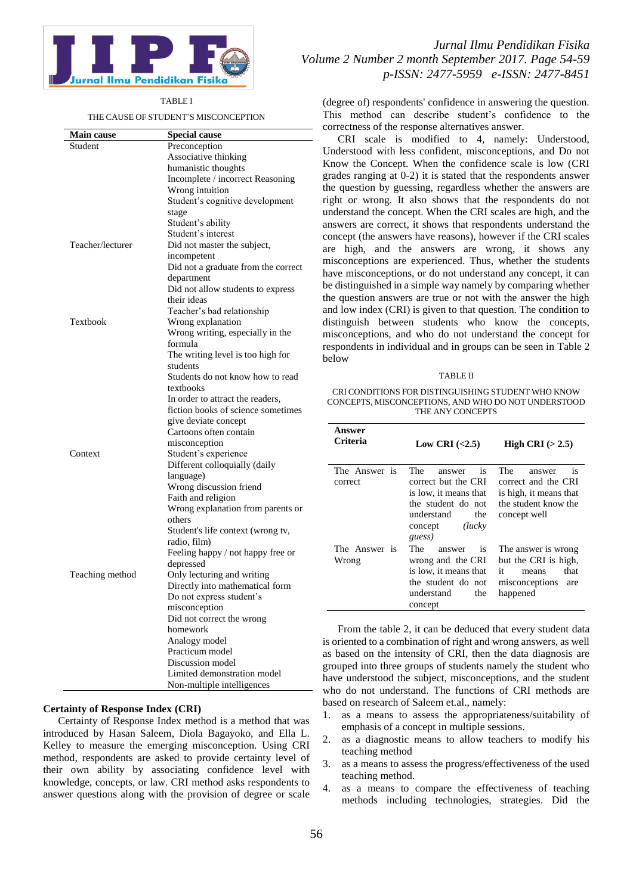TABLE I

THE CAUSE OF STUDENT'S MISCONCEPTION

| Main cause | Special cause |
|---|---|
| Student | Preconception<br>Associative thinking<br>humanistic thoughts<br>Incomplete / incorrect Reasoning<br>Wrong intuition<br>Student's cognitive development stage<br>Student's ability<br>Student's interest |
| Teacher/lecturer | Did not master the subject, incompetent<br>Did not a graduate from the correct department<br>Did not allow students to express their ideas<br>Teacher's bad relationship |
| Textbook | Wrong explanation<br>Wrong writing, especially in the formula<br>The writing level is too high for students<br>Students do not know how to read textbooks<br>In order to attract the readers, fiction books of science sometimes give deviate concept<br>Cartoons often contain misconception |
| Context | Student's experience<br>Different colloquially (daily language)<br>Wrong discussion friend<br>Faith and religion<br>Wrong explanation from parents or others<br>Student's life context (wrong tv, radio, film)<br>Feeling happy / not happy free or depressed |
| Teaching method | Only lecturing and writing<br>Directly into mathematical form<br>Do not express student's misconception<br>Did not correct the wrong homework<br>Analogy model<br>Practicum model<br>Discussion model<br>Limited demonstration model<br>Non-multiple intelligences |

**Certainty of Response Index (CRI)**

Certainty of Response Index method is a method that was introduced by Hasan Saleem, Diola Bagayoko, and Ella L. Kelley to measure the emerging misconception. Using CRI method, respondents are asked to provide certainty level of their own ability by associating confidence level with knowledge, concepts, or law. CRI method asks respondents to answer questions along with the provision of degree or scale (degree of) respondents' confidence in answering the question. This method can describe student's confidence to the correctness of the response alternatives answer.

CRI scale is modified to 4, namely: Understood, Understood with less confident, misconceptions, and Do not Know the Concept. When the confidence scale is low (CRI grades ranging at 0-2) it is stated that the respondents answer the question by guessing, regardless whether the answers are right or wrong. It also shows that the respondents do not understand the concept. When the CRI scales are high, and the answers are correct, it shows that respondents understand the concept (the answers have reasons), however if the CRI scales are high, and the answers are wrong, it shows any misconceptions are experienced. Thus, whether the students have misconceptions, or do not understand any concept, it can be distinguished in a simple way namely by comparing whether the question answers are true or not with the answer the high and low index (CRI) is given to that question. The condition to distinguish between students who know the concepts, misconceptions, and who do not understand the concept for respondents in individual and in groups can be seen in Table 2 below

TABLE II

CRI CONDITIONS FOR DISTINGUISHING STUDENT WHO KNOW CONCEPTS, MISCONCEPTIONS, AND WHO DO NOT UNDERSTOOD THE ANY CONCEPTS

| Answer Criteria | Low CRI (<2.5) | High CRI (> 2.5) |
|---|---|---|
| The Answer is correct | The answer is correct but the CRI is low, it means that the student do not understand the concept *(lucky guess)* | The answer is correct and the CRI is high, it means that the student know the concept well |
| The Answer is Wrong | The answer is wrong and the CRI is low, it means that the student do not understand the concept | The answer is wrong but the CRI is high, it means that misconceptions are happened |

From the table 2, it can be deduced that every student data is oriented to a combination of right and wrong answers, as well as based on the intensity of CRI, then the data diagnosis are grouped into three groups of students namely the student who have understood the subject, misconceptions, and the student who do not understand. The functions of CRI methods are based on research of Saleem et.al., namely:

1. as a means to assess the appropriateness/suitability of emphasis of a concept in multiple sessions.
2. as a diagnostic means to allow teachers to modify his teaching method
3. as a means to assess the progress/effectiveness of the used teaching method.
4. as a means to compare the effectiveness of teaching methods including technologies, strategies. Did the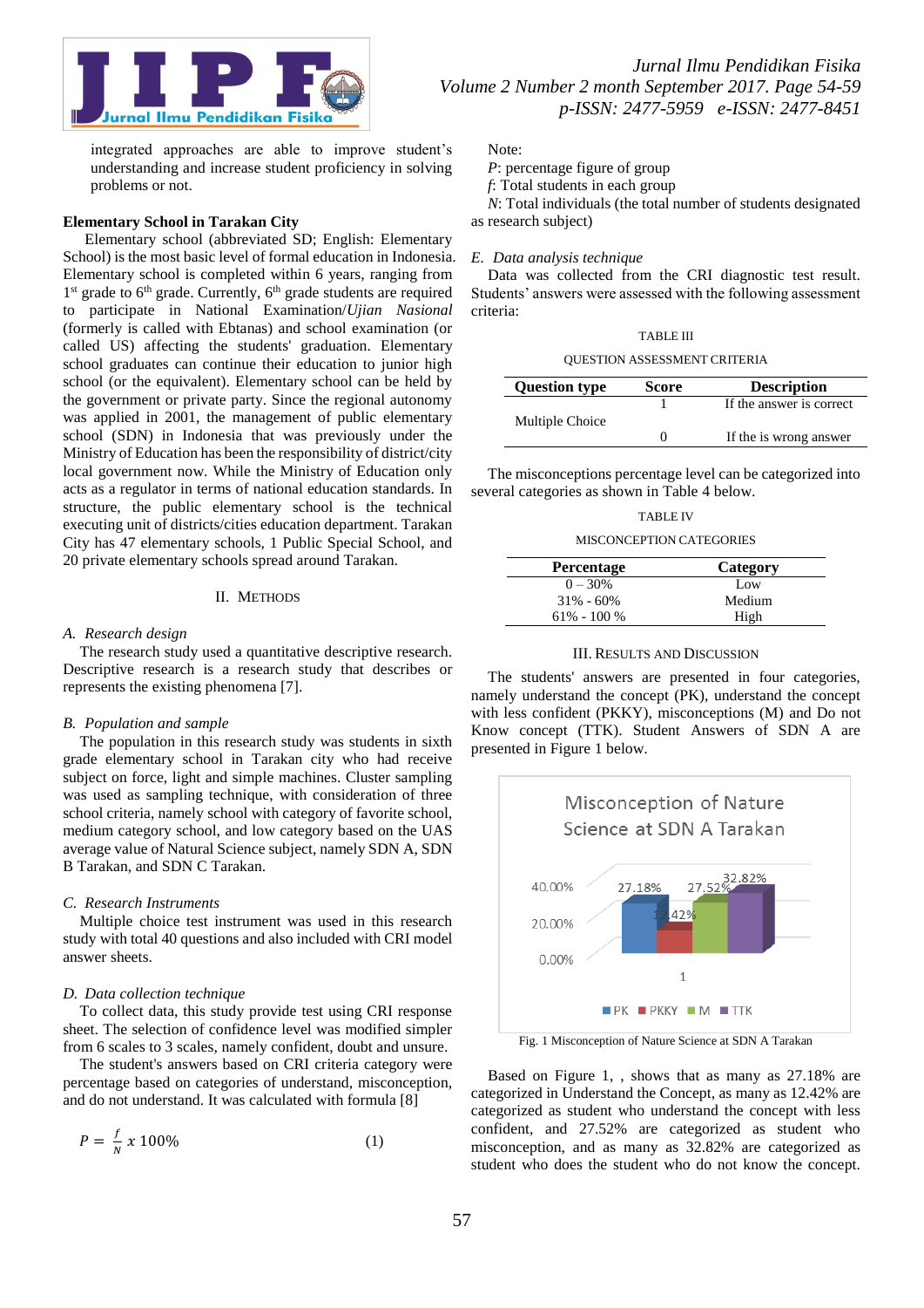integrated approaches are able to improve student's understanding and increase student proficiency in solving problems or not.

## Elementary School in Tarakan City

Elementary school (abbreviated SD; English: Elementary School) is the most basic level of formal education in Indonesia. Elementary school is completed within 6 years, ranging from 1st grade to 6th grade. Currently, 6th grade students are required to participate in National Examination/*Ujian Nasional* (formerly is called with Ebtanas) and school examination (or called US) affecting the students' graduation. Elementary school graduates can continue their education to junior high school (or the equivalent). Elementary school can be held by the government or private party. Since the regional autonomy was applied in 2001, the management of public elementary school (SDN) in Indonesia that was previously under the Ministry of Education has become the responsibility of district/city local government now. While the Ministry of Education only acts as a regulator in terms of national education standards. In structure, the public elementary school is the technical executing unit of districts/cities education department. Tarakan City has 47 elementary schools, 1 Public Special School, and 20 private elementary schools spread around Tarakan.

# II. Methods

### *A. Research design*

The research study used a quantitative descriptive research. Descriptive research is a research study that describes or represents the existing phenomena [7].

### *B. Population and sample*

The population in this research study was students in sixth grade elementary school in Tarakan city who had receive subject on force, light and simple machines. Cluster sampling was used as sampling technique, with consideration of three school criteria, namely school with category of favorite school, medium category school, and low category based on the UAS average value of Natural Science subject, namely SDN A, SDN B Tarakan, and SDN C Tarakan.

### *C. Research Instruments*

Multiple choice test instrument was used in this research study with total 40 questions and also included with CRI model answer sheets.

### *D. Data collection technique*

To collect data, this study provide test using CRI response sheet. The selection of confidence level was modified simpler from 6 scales to 3 scales, namely confident, doubt and unsure.

The student's answers based on CRI criteria category were percentage based on categories of understand, misconception, and do not understand. It was calculated with formula [8]

$$P = \frac{f}{N} x\ 100\% \qquad (1)$$

Note:

*P*: percentage figure of group

*f*: Total students in each group

*N*: Total individuals (the total number of students designated as research subject)

### *E. Data analysis technique*

Data was collected from the CRI diagnostic test result. Students' answers were assessed with the following assessment criteria:

TABLE III

QUESTION ASSESSMENT CRITERIA

| Question type | Score | Description |
|---|---|---|
| Multiple Choice | 1 | If the answer is correct |
| | 0 | If the is wrong answer |

The misconceptions percentage level can be categorized into several categories as shown in Table 4 below.

TABLE IV

MISCONCEPTION CATEGORIES

| Percentage | Category |
|---|---|
| 0 – 30% | Low |
| 31% - 60% | Medium |
| 61% - 100 % | High |

# III. Results and Discussion

The students' answers are presented in four categories, namely understand the concept (PK), understand the concept with less confident (PKKY), misconceptions (M) and Do not Know concept (TTK). Student Answers of SDN A are presented in Figure 1 below.

Fig. 1 Misconception of Nature Science at SDN A Tarakan

Based on Figure 1, , shows that as many as 27.18% are categorized in Understand the Concept, as many as 12.42% are categorized as student who understand the concept with less confident, and 27.52% are categorized as student who misconception, and as many as 32.82% are categorized as student who does the student who do not know the concept.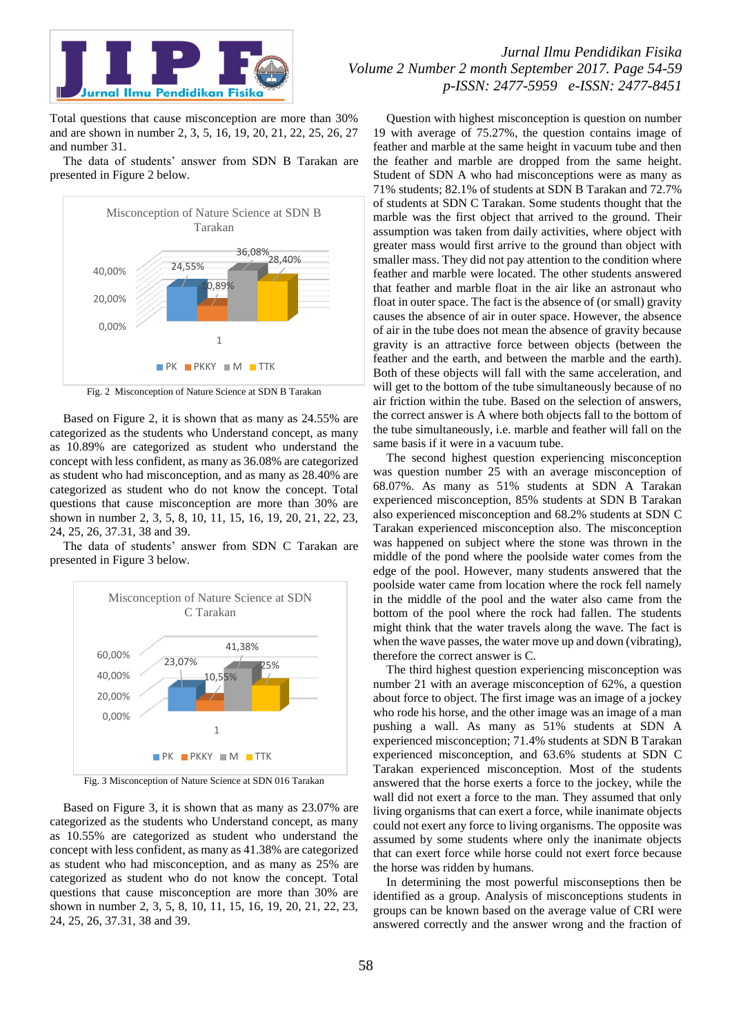Total questions that cause misconception are more than 30% and are shown in number 2, 3, 5, 16, 19, 20, 21, 22, 25, 26, 27 and number 31.

The data of students' answer from SDN B Tarakan are presented in Figure 2 below.

Fig. 2 Misconception of Nature Science at SDN B Tarakan

Based on Figure 2, it is shown that as many as 24.55% are categorized as the students who Understand concept, as many as 10.89% are categorized as student who understand the concept with less confident, as many as 36.08% are categorized as student who had misconception, and as many as 28.40% are categorized as student who do not know the concept. Total questions that cause misconception are more than 30% are shown in number 2, 3, 5, 8, 10, 11, 15, 16, 19, 20, 21, 22, 23, 24, 25, 26, 37.31, 38 and 39.

The data of students' answer from SDN C Tarakan are presented in Figure 3 below.

Fig. 3 Misconception of Nature Science at SDN 016 Tarakan

Based on Figure 3, it is shown that as many as 23.07% are categorized as the students who Understand concept, as many as 10.55% are categorized as student who understand the concept with less confident, as many as 41.38% are categorized as student who had misconception, and as many as 25% are categorized as student who do not know the concept. Total questions that cause misconception are more than 30% are shown in number 2, 3, 5, 8, 10, 11, 15, 16, 19, 20, 21, 22, 23, 24, 25, 26, 37.31, 38 and 39.

Question with highest misconception is question on number 19 with average of 75.27%, the question contains image of feather and marble at the same height in vacuum tube and then the feather and marble are dropped from the same height. Student of SDN A who had misconceptions were as many as 71% students; 82.1% of students at SDN B Tarakan and 72.7% of students at SDN C Tarakan. Some students thought that the marble was the first object that arrived to the ground. Their assumption was taken from daily activities, where object with greater mass would first arrive to the ground than object with smaller mass. They did not pay attention to the condition where feather and marble were located. The other students answered that feather and marble float in the air like an astronaut who float in outer space. The fact is the absence of (or small) gravity causes the absence of air in outer space. However, the absence of air in the tube does not mean the absence of gravity because gravity is an attractive force between objects (between the feather and the earth, and between the marble and the earth). Both of these objects will fall with the same acceleration, and will get to the bottom of the tube simultaneously because of no air friction within the tube. Based on the selection of answers, the correct answer is A where both objects fall to the bottom of the tube simultaneously, i.e. marble and feather will fall on the same basis if it were in a vacuum tube.

The second highest question experiencing misconception was question number 25 with an average misconception of 68.07%. As many as 51% students at SDN A Tarakan experienced misconception, 85% students at SDN B Tarakan also experienced misconception and 68.2% students at SDN C Tarakan experienced misconception also. The misconception was happened on subject where the stone was thrown in the middle of the pond where the poolside water comes from the edge of the pool. However, many students answered that the poolside water came from location where the rock fell namely in the middle of the pool and the water also came from the bottom of the pool where the rock had fallen. The students might think that the water travels along the wave. The fact is when the wave passes, the water move up and down (vibrating), therefore the correct answer is C.

The third highest question experiencing misconception was number 21 with an average misconception of 62%, a question about force to object. The first image was an image of a jockey who rode his horse, and the other image was an image of a man pushing a wall. As many as 51% students at SDN A experienced misconception; 71.4% students at SDN B Tarakan experienced misconception, and 63.6% students at SDN C Tarakan experienced misconception. Most of the students answered that the horse exerts a force to the jockey, while the wall did not exert a force to the man. They assumed that only living organisms that can exert a force, while inanimate objects could not exert any force to living organisms. The opposite was assumed by some students where only the inanimate objects that can exert force while horse could not exert force because the horse was ridden by humans.

In determining the most powerful misconceptions then be identified as a group. Analysis of misconceptions students in groups can be known based on the average value of CRI were answered correctly and the answer wrong and the fraction of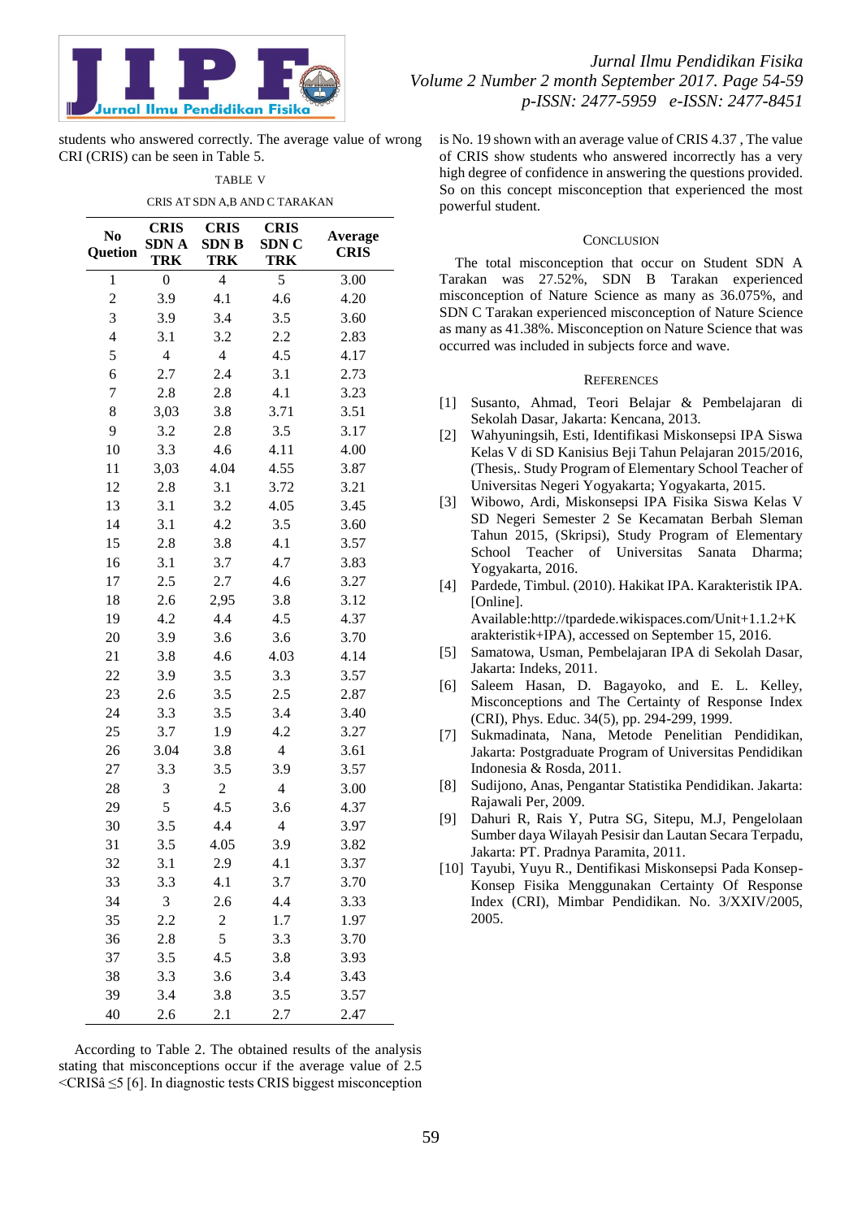students who answered correctly. The average value of wrong CRI (CRIS) can be seen in Table 5.

TABLE V

CRIS AT SDN A,B AND C TARAKAN

| No Quetion | CRIS SDN A TRK | CRIS SDN B TRK | CRIS SDN C TRK | Average CRIS |
|---|---|---|---|---|
| 1 | 0 | 4 | 5 | 3.00 |
| 2 | 3.9 | 4.1 | 4.6 | 4.20 |
| 3 | 3.9 | 3.4 | 3.5 | 3.60 |
| 4 | 3.1 | 3.2 | 2.2 | 2.83 |
| 5 | 4 | 4 | 4.5 | 4.17 |
| 6 | 2.7 | 2.4 | 3.1 | 2.73 |
| 7 | 2.8 | 2.8 | 4.1 | 3.23 |
| 8 | 3,03 | 3.8 | 3.71 | 3.51 |
| 9 | 3.2 | 2.8 | 3.5 | 3.17 |
| 10 | 3.3 | 4.6 | 4.11 | 4.00 |
| 11 | 3,03 | 4.04 | 4.55 | 3.87 |
| 12 | 2.8 | 3.1 | 3.72 | 3.21 |
| 13 | 3.1 | 3.2 | 4.05 | 3.45 |
| 14 | 3.1 | 4.2 | 3.5 | 3.60 |
| 15 | 2.8 | 3.8 | 4.1 | 3.57 |
| 16 | 3.1 | 3.7 | 4.7 | 3.83 |
| 17 | 2.5 | 2.7 | 4.6 | 3.27 |
| 18 | 2.6 | 2,95 | 3.8 | 3.12 |
| 19 | 4.2 | 4.4 | 4.5 | 4.37 |
| 20 | 3.9 | 3.6 | 3.6 | 3.70 |
| 21 | 3.8 | 4.6 | 4.03 | 4.14 |
| 22 | 3.9 | 3.5 | 3.3 | 3.57 |
| 23 | 2.6 | 3.5 | 2.5 | 2.87 |
| 24 | 3.3 | 3.5 | 3.4 | 3.40 |
| 25 | 3.7 | 1.9 | 4.2 | 3.27 |
| 26 | 3.04 | 3.8 | 4 | 3.61 |
| 27 | 3.3 | 3.5 | 3.9 | 3.57 |
| 28 | 3 | 2 | 4 | 3.00 |
| 29 | 5 | 4.5 | 3.6 | 4.37 |
| 30 | 3.5 | 4.4 | 4 | 3.97 |
| 31 | 3.5 | 4.05 | 3.9 | 3.82 |
| 32 | 3.1 | 2.9 | 4.1 | 3.37 |
| 33 | 3.3 | 4.1 | 3.7 | 3.70 |
| 34 | 3 | 2.6 | 4.4 | 3.33 |
| 35 | 2.2 | 2 | 1.7 | 1.97 |
| 36 | 2.8 | 5 | 3.3 | 3.70 |
| 37 | 3.5 | 4.5 | 3.8 | 3.93 |
| 38 | 3.3 | 3.6 | 3.4 | 3.43 |
| 39 | 3.4 | 3.8 | 3.5 | 3.57 |
| 40 | 2.6 | 2.1 | 2.7 | 2.47 |

According to Table 2. The obtained results of the analysis stating that misconceptions occur if the average value of 2.5 <CRISâ ≤5 [6]. In diagnostic tests CRIS biggest misconception is No. 19 shown with an average value of CRIS 4.37 , The value of CRIS show students who answered incorrectly has a very high degree of confidence in answering the questions provided. So on this concept misconception that experienced the most powerful student.

## CONCLUSION

The total misconception that occur on Student SDN A Tarakan was 27.52%, SDN B Tarakan experienced misconception of Nature Science as many as 36.075%, and SDN C Tarakan experienced misconception of Nature Science as many as 41.38%. Misconception on Nature Science that was occurred was included in subjects force and wave.

## REFERENCES

[1] Susanto, Ahmad, Teori Belajar & Pembelajaran di Sekolah Dasar, Jakarta: Kencana, 2013.

[2] Wahyuningsih, Esti, Identifikasi Miskonsepsi IPA Siswa Kelas V di SD Kanisius Beji Tahun Pelajaran 2015/2016, (Thesis,. Study Program of Elementary School Teacher of Universitas Negeri Yogyakarta; Yogyakarta, 2015.

[3] Wibowo, Ardi, Miskonsepsi IPA Fisika Siswa Kelas V SD Negeri Semester 2 Se Kecamatan Berbah Sleman Tahun 2015, (Skripsi), Study Program of Elementary School Teacher of Universitas Sanata Dharma; Yogyakarta, 2016.

[4] Pardede, Timbul. (2010). Hakikat IPA. Karakteristik IPA. [Online]. Available:http://tpardede.wikispaces.com/Unit+1.1.2+Karakteristik+IPA), accessed on September 15, 2016.

[5] Samatowa, Usman, Pembelajaran IPA di Sekolah Dasar, Jakarta: Indeks, 2011.

[6] Saleem Hasan, D. Bagayoko, and E. L. Kelley, Misconceptions and The Certainty of Response Index (CRI), Phys. Educ. 34(5), pp. 294-299, 1999.

[7] Sukmadinata, Nana, Metode Penelitian Pendidikan, Jakarta: Postgraduate Program of Universitas Pendidikan Indonesia & Rosda, 2011.

[8] Sudijono, Anas, Pengantar Statistika Pendidikan. Jakarta: Rajawali Per, 2009.

[9] Dahuri R, Rais Y, Putra SG, Sitepu, M.J, Pengelolaan Sumber daya Wilayah Pesisir dan Lautan Secara Terpadu, Jakarta: PT. Pradnya Paramita, 2011.

[10] Tayubi, Yuyu R., Dentifikasi Miskonsepsi Pada Konsep-Konsep Fisika Menggunakan Certainty Of Response Index (CRI), Mimbar Pendidikan. No. 3/XXIV/2005, 2005.